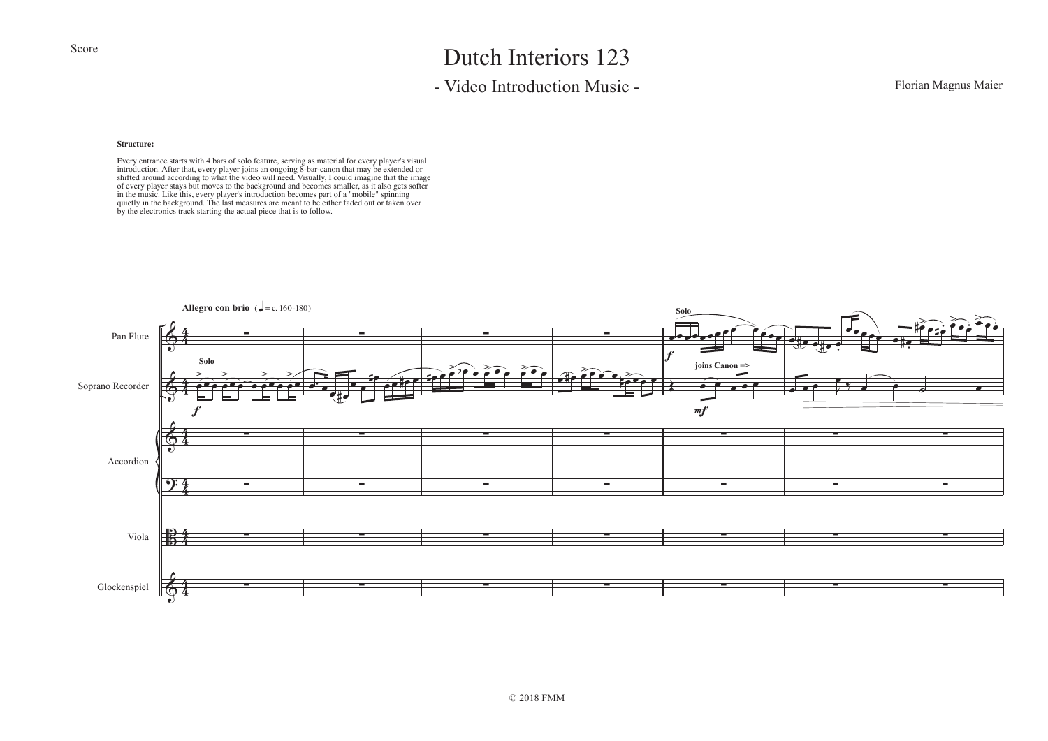# Dutch Interiors 123

## - Video Introduction Music -

Florian Magnus Maier

**Structure:**

Every entrance starts with 4 bars of solo feature, serving as material for every player's visual introduction. After that, every player joins an ongoing 8-bar-canon that may be extended or shifted around according to what the video will need. Visually, I could imagine that the image of every player stays but moves to the background and becomes smaller, as it also gets softer in the music. Like this, every player's introduction becomes part of a "mobile" spinning quietly in the background. The last measures are meant to be either faded out or taken over by the electronics track starting the actual piece that is to follow.

© 2018 FMM